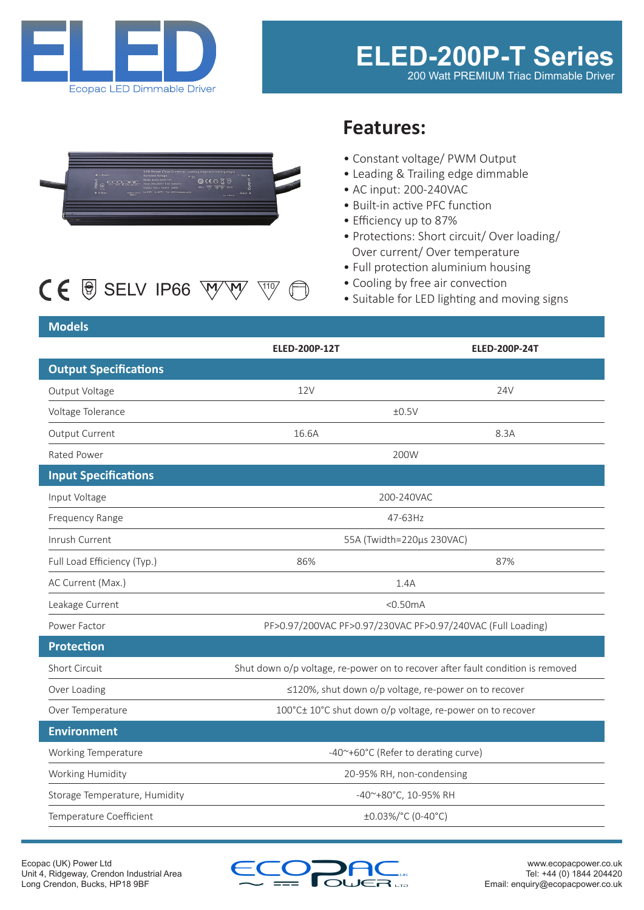# ELED-200P-T Series

200 Watt PREMIUM Triac Dimmable Driver

ELED
Ecopac LED Dimmable Driver

SELV IP66

## Features:

- Constant voltage/ PWM Output
- Leading & Trailing edge dimmable
- AC input: 200-240VAC
- Built-in active PFC function
- Efficiency up to 87%
- Protections: Short circuit/ Over loading/ Over current/ Over temperature
- Full protection aluminium housing
- Cooling by free air convection
- Suitable for LED lighting and moving signs

| Models | | |
|---|---|---|
| | **ELED-200P-12T** | **ELED-200P-24T** |
| **Output Specifications** | | |
| Output Voltage | 12V | 24V |
| Voltage Tolerance | ±0.5V | |
| Output Current | 16.6A | 8.3A |
| Rated Power | 200W | |
| **Input Specifications** | | |
| Input Voltage | 200-240VAC | |
| Frequency Range | 47-63Hz | |
| Inrush Current | 55A (Twidth=220µs 230VAC) | |
| Full Load Efficiency (Typ.) | 86% | 87% |
| AC Current (Max.) | 1.4A | |
| Leakage Current | <0.50mA | |
| Power Factor | PF>0.97/200VAC PF>0.97/230VAC PF>0.97/240VAC (Full Loading) | |
| **Protection** | | |
| Short Circuit | Shut down o/p voltage, re-power on to recover after fault condition is removed | |
| Over Loading | ≤120%, shut down o/p voltage, re-power on to recover | |
| Over Temperature | 100°C± 10°C shut down o/p voltage, re-power on to recover | |
| **Environment** | | |
| Working Temperature | -40~+60°C (Refer to derating curve) | |
| Working Humidity | 20-95% RH, non-condensing | |
| Storage Temperature, Humidity | -40~+80°C, 10-95% RH | |
| Temperature Coefficient | ±0.03%/°C (0-40°C) | |

Ecopac (UK) Power Ltd
Unit 4, Ridgeway, Crendon Industrial Area
Long Crendon, Bucks, HP18 9BF

www.ecopacpower.co.uk
Tel: +44 (0) 1844 204420
Email: enquiry@ecopacpower.co.uk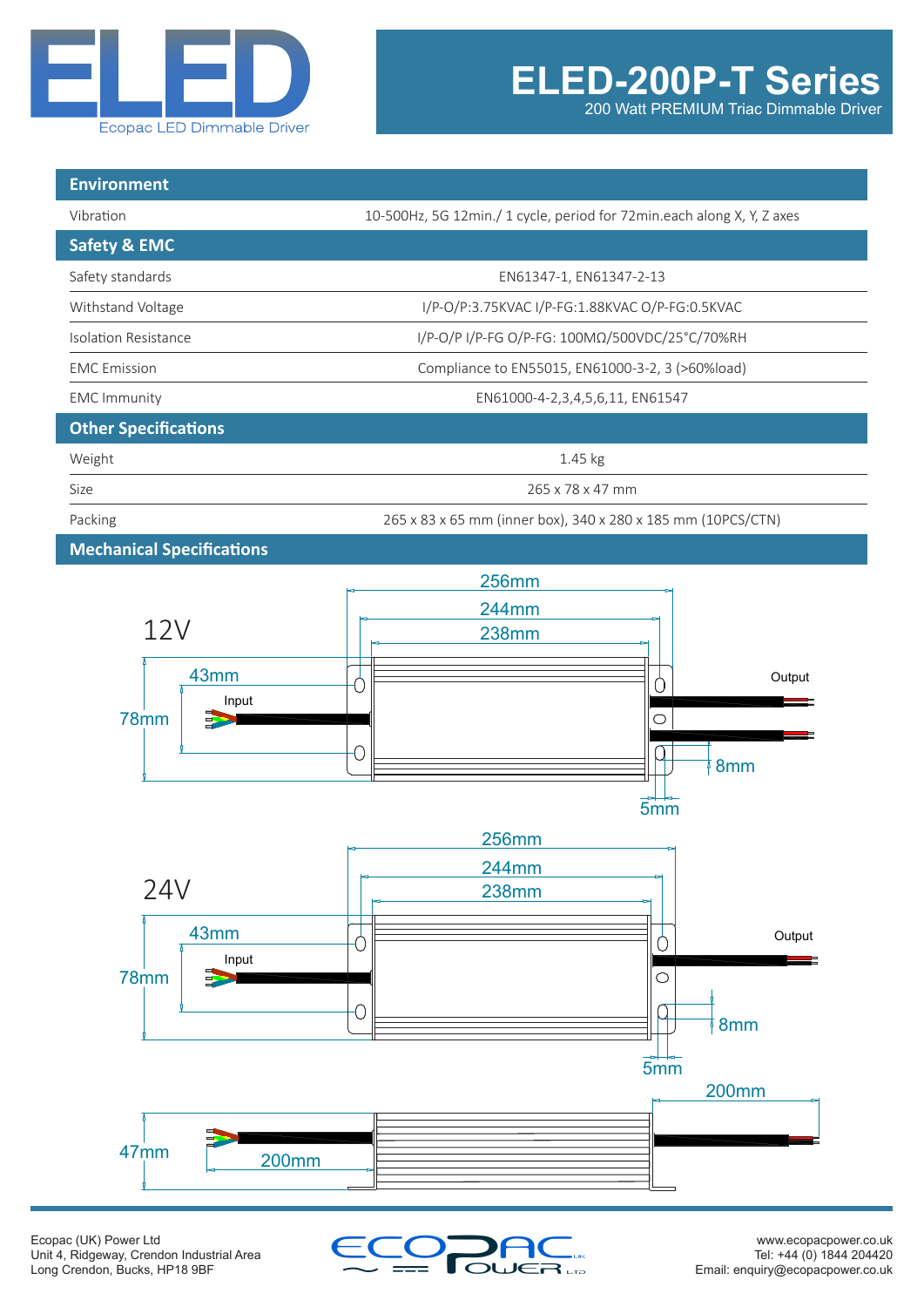# ELED-200P-T Series

200 Watt PREMIUM Triac Dimmable Driver

| Environment | |
|---|---|
| Vibration | 10-500Hz, 5G 12min./ 1 cycle, period for 72min.each along X, Y, Z axes |
| **Safety & EMC** | |
| Safety standards | EN61347-1, EN61347-2-13 |
| Withstand Voltage | I/P-O/P:3.75KVAC I/P-FG:1.88KVAC O/P-FG:0.5KVAC |
| Isolation Resistance | I/P-O/P I/P-FG O/P-FG: 100MΩ/500VDC/25°C/70%RH |
| EMC Emission | Compliance to EN55015, EN61000-3-2, 3 (>60%load) |
| EMC Immunity | EN61000-4-2,3,4,5,6,11, EN61547 |
| **Other Specifications** | |
| Weight | 1.45 kg |
| Size | 265 x 78 x 47 mm |
| Packing | 265 x 83 x 65 mm (inner box), 340 x 280 x 185 mm (10PCS/CTN) |

## Mechanical Specifications

**12V**

256mm, 244mm, 238mm, 43mm, 78mm, 8mm, 5mm — Input, Output

**24V**

256mm, 244mm, 238mm, 43mm, 78mm, 8mm, 5mm — Input, Output

47mm, 200mm, 200mm

Ecopac (UK) Power Ltd
Unit 4, Ridgeway, Crendon Industrial Area
Long Crendon, Bucks, HP18 9BF

www.ecopacpower.co.uk
Tel: +44 (0) 1844 204420
Email: enquiry@ecopacpower.co.uk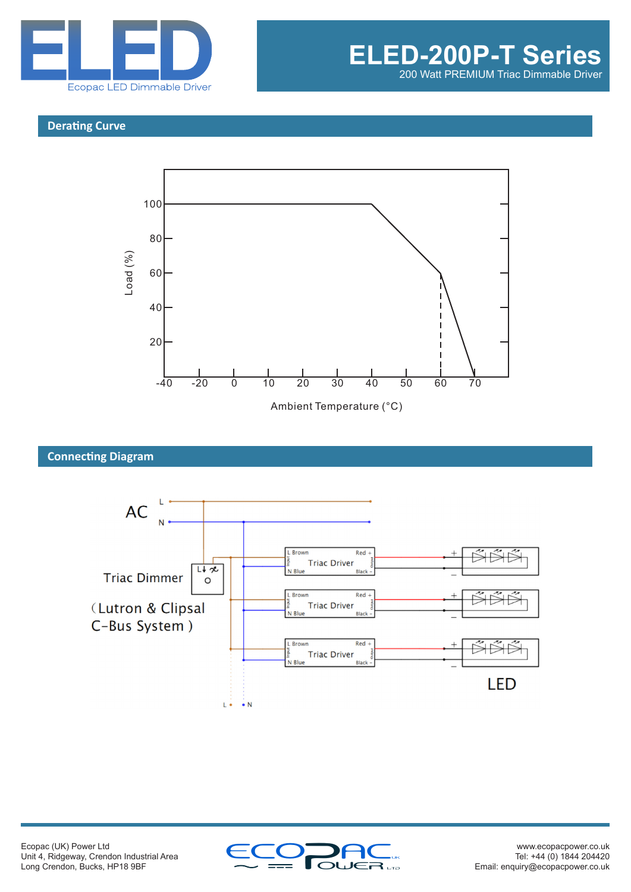# ELED-200P-T Series

200 Watt PREMIUM Triac Dimmable Driver

## Derating Curve

Load (%)

100
80
60
40
20

-40 -20 0 10 20 30 40 50 60 70

Ambient Temperature (°C)

## Connecting Diagram

AC L N

Triac Dimmer

(Lutron & Clipsal C-Bus System)

L Brown, N Blue, Triac Driver, Red +, Black -

LED

L N

Ecopac (UK) Power Ltd
Unit 4, Ridgeway, Crendon Industrial Area
Long Crendon, Bucks, HP18 9BF

www.ecopacpower.co.uk
Tel: +44 (0) 1844 204420
Email: enquiry@ecopacpower.co.uk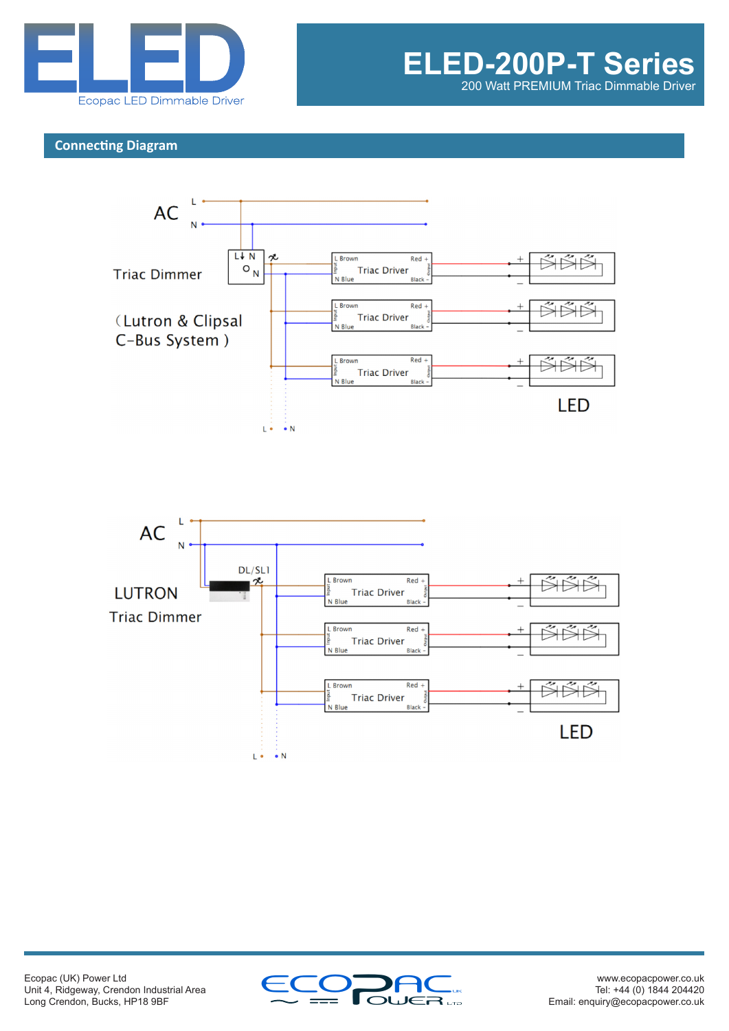## Connecting Diagram

AC

L

N

Triac Dimmer

(Lutron & Clipsal C-Bus System )

L N

N

L Brown Red +

Triac Driver

N Blue Black -

L Brown Red +

Triac Driver

N Blue Black -

L Brown Red +

Triac Driver

N Blue Black -

LED

L N

AC

L

N

LUTRON

Triac Dimmer

DL/SL1

L Brown Red +

Triac Driver

N Blue Black -

L Brown Red +

Triac Driver

N Blue Black -

L Brown Red +

Triac Driver

N Blue Black -

LED

L N

Ecopac (UK) Power Ltd
Unit 4, Ridgeway, Crendon Industrial Area
Long Crendon, Bucks, HP18 9BF

www.ecopacpower.co.uk
Tel: +44 (0) 1844 204420
Email: enquiry@ecopacpower.co.uk